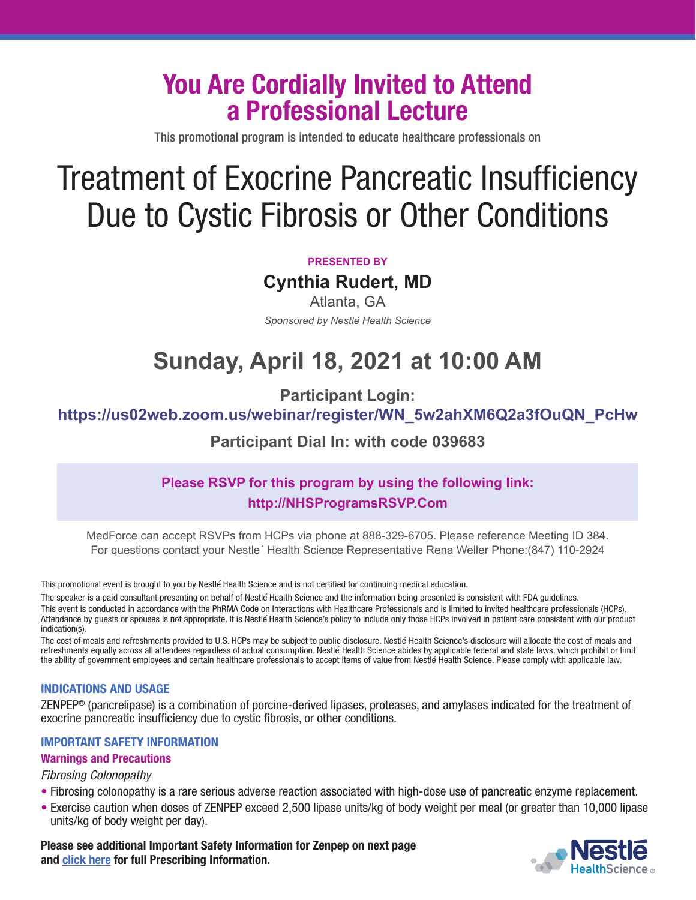# You Are Cordially Invited to Attend a Professional Lecture

This promotional program is intended to educate healthcare professionals on

# Treatment of Exocrine Pancreatic Insufficiency Due to Cystic Fibrosis or Other Conditions

**PRESENTED BY**

**Cynthia Rudert, MD**

Atlanta, GA

*Sponsored by Nestlé Health Science*

## Sunday, April 18, 2021 at 10:00 AM

**Participant Login:**

**https://us02web.zoom.us/webinar/register/WN_5w2ahXM6Q2a3fOuQN_PcHw**

**Participant Dial In: with code 039683**

**Please RSVP for this program by using the following link:**
**http://NHSProgramsRSVP.Com**

MedForce can accept RSVPs from HCPs via phone at 888-329-6705. Please reference Meeting ID 384.
For questions contact your Nestle´ Health Science Representative Rena Weller Phone:(847) 110-2924

This promotional event is brought to you by Nestlé Health Science and is not certified for continuing medical education.

The speaker is a paid consultant presenting on behalf of Nestlé Health Science and the information being presented is consistent with FDA guidelines.

This event is conducted in accordance with the PhRMA Code on Interactions with Healthcare Professionals and is limited to invited healthcare professionals (HCPs). Attendance by guests or spouses is not appropriate. It is Nestlé Health Science's policy to include only those HCPs involved in patient care consistent with our product indication(s).

The cost of meals and refreshments provided to U.S. HCPs may be subject to public disclosure. Nestlé Health Science's disclosure will allocate the cost of meals and refreshments equally across all attendees regardless of actual consumption. Nestlé Health Science abides by applicable federal and state laws, which prohibit or limit the ability of government employees and certain healthcare professionals to accept items of value from Nestlé Health Science. Please comply with applicable law.

### INDICATIONS AND USAGE

ZENPEP® (pancrelipase) is a combination of porcine-derived lipases, proteases, and amylases indicated for the treatment of exocrine pancreatic insufficiency due to cystic fibrosis, or other conditions.

### IMPORTANT SAFETY INFORMATION

#### Warnings and Precautions

*Fibrosing Colonopathy*

- Fibrosing colonopathy is a rare serious adverse reaction associated with high-dose use of pancreatic enzyme replacement.
- Exercise caution when doses of ZENPEP exceed 2,500 lipase units/kg of body weight per meal (or greater than 10,000 lipase units/kg of body weight per day).

**Please see additional Important Safety Information for Zenpep on next page and click here for full Prescribing Information.**

Nestlé HealthScience®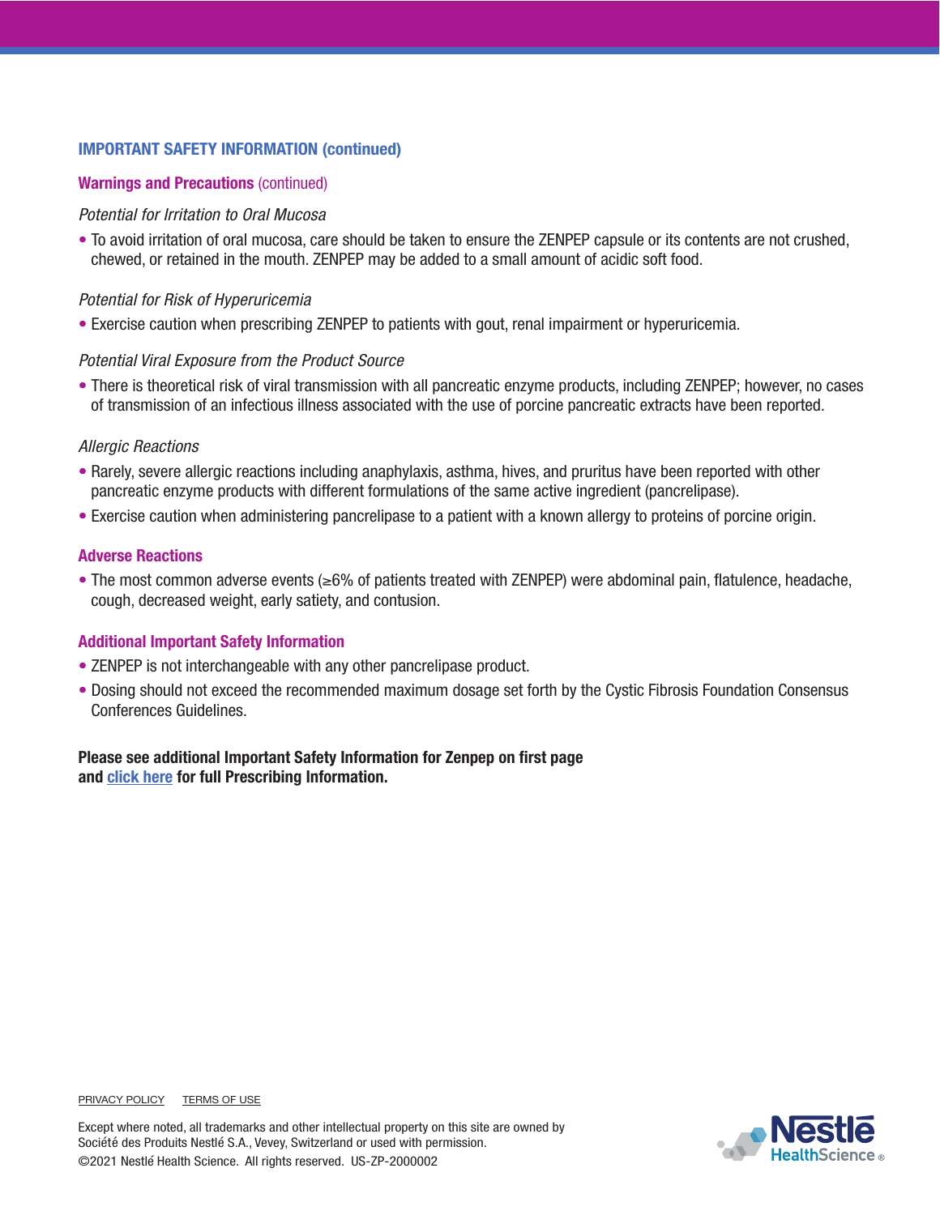## IMPORTANT SAFETY INFORMATION (continued)

### Warnings and Precautions (continued)

*Potential for Irritation to Oral Mucosa*

- To avoid irritation of oral mucosa, care should be taken to ensure the ZENPEP capsule or its contents are not crushed, chewed, or retained in the mouth. ZENPEP may be added to a small amount of acidic soft food.

*Potential for Risk of Hyperuricemia*

- Exercise caution when prescribing ZENPEP to patients with gout, renal impairment or hyperuricemia.

*Potential Viral Exposure from the Product Source*

- There is theoretical risk of viral transmission with all pancreatic enzyme products, including ZENPEP; however, no cases of transmission of an infectious illness associated with the use of porcine pancreatic extracts have been reported.

*Allergic Reactions*

- Rarely, severe allergic reactions including anaphylaxis, asthma, hives, and pruritus have been reported with other pancreatic enzyme products with different formulations of the same active ingredient (pancrelipase).
- Exercise caution when administering pancrelipase to a patient with a known allergy to proteins of porcine origin.

### Adverse Reactions

- The most common adverse events (≥6% of patients treated with ZENPEP) were abdominal pain, flatulence, headache, cough, decreased weight, early satiety, and contusion.

### Additional Important Safety Information

- ZENPEP is not interchangeable with any other pancrelipase product.
- Dosing should not exceed the recommended maximum dosage set forth by the Cystic Fibrosis Foundation Consensus Conferences Guidelines.

**Please see additional Important Safety Information for Zenpep on first page and click here for full Prescribing Information.**

PRIVACY POLICY TERMS OF USE

Except where noted, all trademarks and other intellectual property on this site are owned by Société des Produits Nestlé S.A., Vevey, Switzerland or used with permission.

©2021 Nestlé Health Science. All rights reserved. US-ZP-2000002

Nestlé HealthScience®